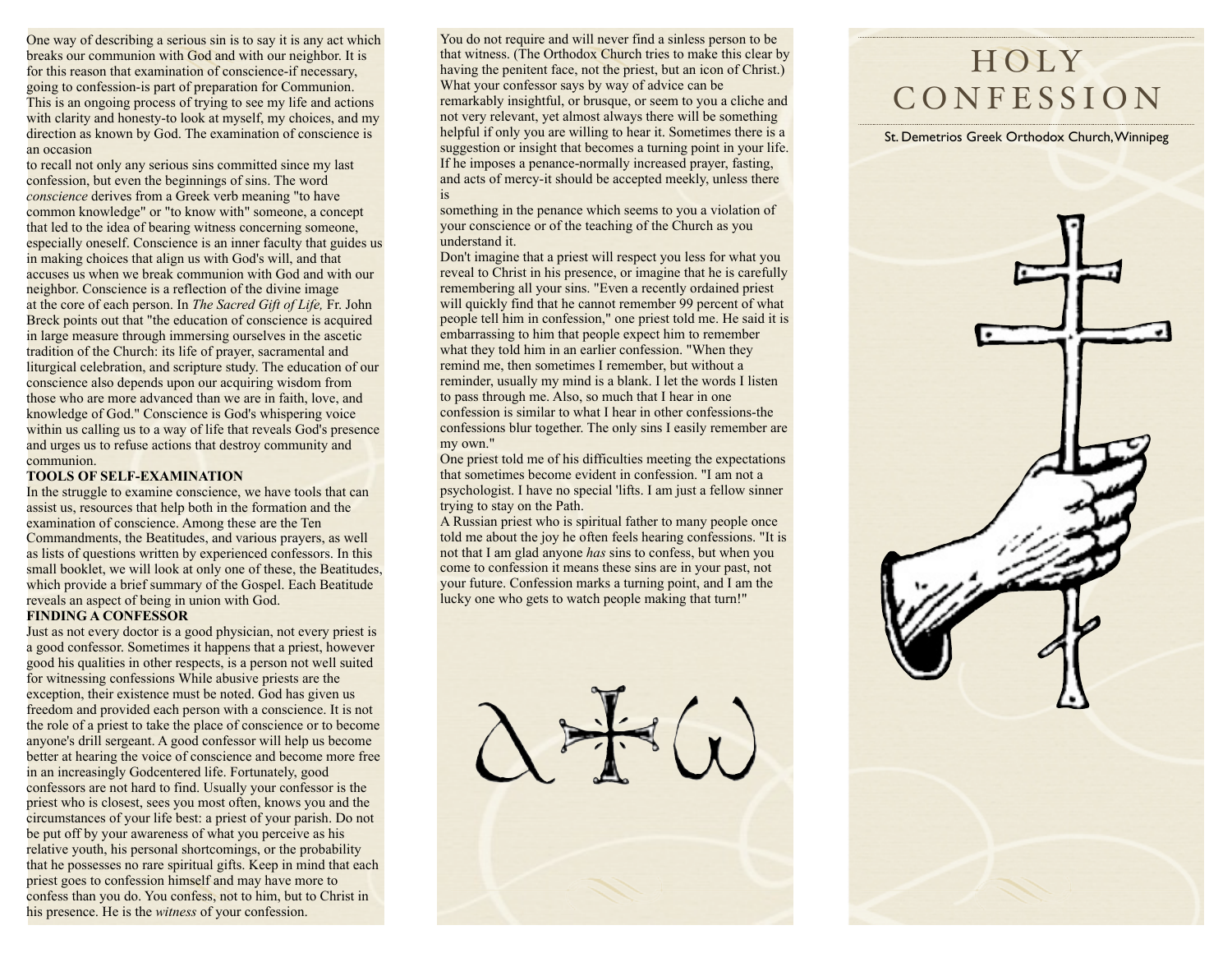One way of describing a serious sin is to say it is any act which breaks our communion with God and with our neighbor. It is for this reason that examination of conscience-if necessary, going to confession-is part of preparation for Communion. This is an ongoing process of trying to see my life and actions with clarity and honesty-to look at myself, my choices, and my direction as known by God. The examination of conscience is an occasion to recall not only any serious sins committed since my last confession, but even the beginnings of sins. The word *conscience* derives from a Greek verb meaning "to have common knowledge" or "to know with" someone, a concept that led to the idea of bearing witness concerning someone, especially oneself. Conscience is an inner faculty that guides us in making choices that align us with God's will, and that accuses us when we break communion with God and with our neighbor. Conscience is a reflection of the divine image at the core of each person. In *The Sacred Gift of Life,* Fr. John Breck points out that "the education of conscience is acquired in large measure through immersing ourselves in the ascetic tradition of the Church: its life of prayer, sacramental and liturgical celebration, and scripture study. The education of our conscience also depends upon our acquiring wisdom from those who are more advanced than we are in faith, love, and knowledge of God." Conscience is God's whispering voice within us calling us to a way of life that reveals God's presence and urges us to refuse actions that destroy community and communion.

**TOOLS OF SELF-EXAMINATION**

In the struggle to examine conscience, we have tools that can assist us, resources that help both in the formation and the examination of conscience. Among these are the Ten Commandments, the Beatitudes, and various prayers, as well as lists of questions written by experienced confessors. In this small booklet, we will look at only one of these, the Beatitudes, which provide a brief summary of the Gospel. Each Beatitude reveals an aspect of being in union with God.

**FINDING A CONFESSOR**

Just as not every doctor is a good physician, not every priest is a good confessor. Sometimes it happens that a priest, however good his qualities in other respects, is a person not well suited for witnessing confessions While abusive priests are the exception, their existence must be noted. God has given us freedom and provided each person with a conscience. It is not the role of a priest to take the place of conscience or to become anyone's drill sergeant. A good confessor will help us become better at hearing the voice of conscience and become more free in an increasingly Godcentered life. Fortunately, good confessors are not hard to find. Usually your confessor is the priest who is closest, sees you most often, knows you and the circumstances of your life best: a priest of your parish. Do not be put off by your awareness of what you perceive as his relative youth, his personal shortcomings, or the probability that he possesses no rare spiritual gifts. Keep in mind that each priest goes to confession himself and may have more to confess than you do. You confess, not to him, but to Christ in his presence. He is the *witness* of your confession.

You do not require and will never find a sinless person to be that witness. (The Orthodox Church tries to make this clear by having the penitent face, not the priest, but an icon of Christ.) What your confessor says by way of advice can be remarkably insightful, or brusque, or seem to you a cliche and not very relevant, yet almost always there will be something helpful if only you are willing to hear it. Sometimes there is a suggestion or insight that becomes a turning point in your life. If he imposes a penance-normally increased prayer, fasting, and acts of mercy-it should be accepted meekly, unless there is something in the penance which seems to you a violation of your conscience or of the teaching of the Church as you understand it.

Don't imagine that a priest will respect you less for what you reveal to Christ in his presence, or imagine that he is carefully remembering all your sins. "Even a recently ordained priest will quickly find that he cannot remember 99 percent of what people tell him in confession," one priest told me. He said it is embarrassing to him that people expect him to remember what they told him in an earlier confession. "When they remind me, then sometimes I remember, but without a reminder, usually my mind is a blank. I let the words I listen to pass through me. Also, so much that I hear in one confession is similar to what I hear in other confessions-the confessions blur together. The only sins I easily remember are my own."

One priest told me of his difficulties meeting the expectations that sometimes become evident in confession. "I am not a psychologist. I have no special 'lifts. I am just a fellow sinner trying to stay on the Path.

A Russian priest who is spiritual father to many people once told me about the joy he often feels hearing confessions. "It is not that I am glad anyone *has* sins to confess, but when you come to confession it means these sins are in your past, not your future. Confession marks a turning point, and I am the lucky one who gets to watch people making that turn!"

# HOLY CONFESSION

St. Demetrios Greek Orthodox Church, Winnipeg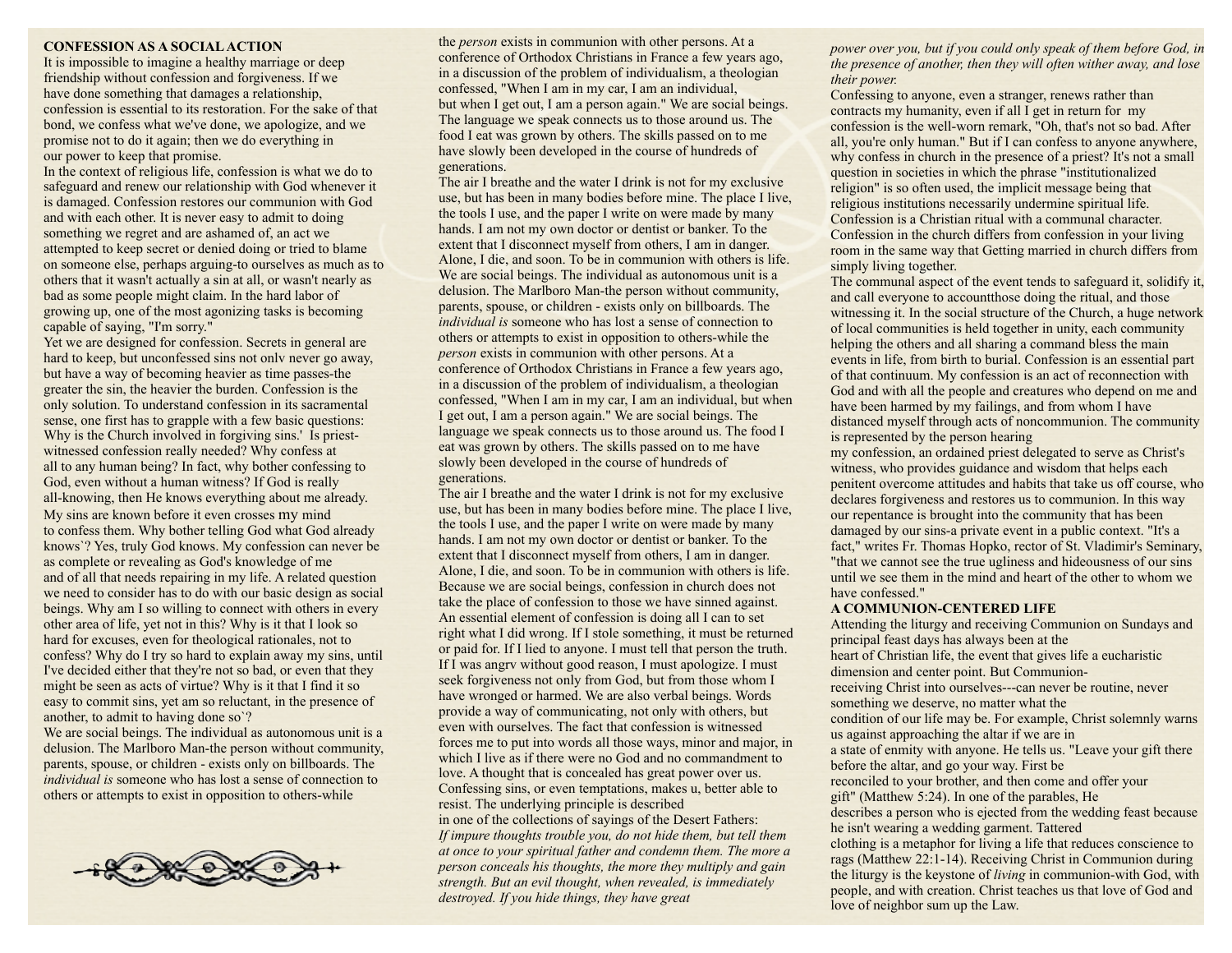**CONFESSION AS A SOCIAL ACTION**

It is impossible to imagine a healthy marriage or deep friendship without confession and forgiveness. If we have done something that damages a relationship, confession is essential to its restoration. For the sake of that bond, we confess what we've done, we apologize, and we promise not to do it again; then we do everything in our power to keep that promise.

In the context of religious life, confession is what we do to safeguard and renew our relationship with God whenever it is damaged. Confession restores our communion with God and with each other. It is never easy to admit to doing something we regret and are ashamed of, an act we attempted to keep secret or denied doing or tried to blame on someone else, perhaps arguing-to ourselves as much as to others that it wasn't actually a sin at all, or wasn't nearly as bad as some people might claim. In the hard labor of growing up, one of the most agonizing tasks is becoming capable of saying, "I'm sorry."

Yet we are designed for confession. Secrets in general are hard to keep, but unconfessed sins not onlv never go away, but have a way of becoming heavier as time passes-the greater the sin, the heavier the burden. Confession is the only solution. To understand confession in its sacramental sense, one first has to grapple with a few basic questions: Why is the Church involved in forgiving sins.' Is priest-witnessed confession really needed? Why confess at all to any human being? In fact, why bother confessing to God, even without a human witness? If God is really all-knowing, then He knows everything about me already. My sins are known before it even crosses my mind to confess them. Why bother telling God what God already knows`? Yes, truly God knows. My confession can never be as complete or revealing as God's knowledge of me and of all that needs repairing in my life. A related question we need to consider has to do with our basic design as social beings. Why am I so willing to connect with others in every other area of life, yet not in this? Why is it that I look so hard for excuses, even for theological rationales, not to confess? Why do I try so hard to explain away my sins, until I've decided either that they're not so bad, or even that they might be seen as acts of virtue? Why is it that I find it so easy to commit sins, yet am so reluctant, in the presence of another, to admit to having done so`?

We are social beings. The individual as autonomous unit is a delusion. The Marlboro Man-the person without community, parents, spouse, or children - exists only on billboards. The *individual is* someone who has lost a sense of connection to others or attempts to exist in opposition to others-while the *person* exists in communion with other persons. At a conference of Orthodox Christians in France a few years ago, in a discussion of the problem of individualism, a theologian confessed, "When I am in my car, I am an individual, but when I get out, I am a person again." We are social beings. The language we speak connects us to those around us. The food I eat was grown by others. The skills passed on to me have slowly been developed in the course of hundreds of generations.

The air I breathe and the water I drink is not for my exclusive use, but has been in many bodies before mine. The place I live, the tools I use, and the paper I write on were made by many hands. I am not my own doctor or dentist or banker. To the extent that I disconnect myself from others, I am in danger. Alone, I die, and soon. To be in communion with others is life. We are social beings. The individual as autonomous unit is a delusion. The Marlboro Man-the person without community, parents, spouse, or children - exists only on billboards. The *individual is* someone who has lost a sense of connection to others or attempts to exist in opposition to others-while the *person* exists in communion with other persons. At a conference of Orthodox Christians in France a few years ago, in a discussion of the problem of individualism, a theologian confessed, "When I am in my car, I am an individual, but when I get out, I am a person again." We are social beings. The language we speak connects us to those around us. The food I eat was grown by others. The skills passed on to me have slowly been developed in the course of hundreds of generations.

The air I breathe and the water I drink is not for my exclusive use, but has been in many bodies before mine. The place I live, the tools I use, and the paper I write on were made by many hands. I am not my own doctor or dentist or banker. To the extent that I disconnect myself from others, I am in danger. Alone, I die, and soon. To be in communion with others is life. Because we are social beings, confession in church does not take the place of confession to those we have sinned against. An essential element of confession is doing all I can to set right what I did wrong. If I stole something, it must be returned or paid for. If I lied to anyone. I must tell that person the truth. If I was angrv without good reason, I must apologize. I must seek forgiveness not only from God, but from those whom I have wronged or harmed. We are also verbal beings. Words provide a way of communicating, not only with others, but even with ourselves. The fact that confession is witnessed forces me to put into words all those ways, minor and major, in which I live as if there were no God and no commandment to love. A thought that is concealed has great power over us. Confessing sins, or even temptations, makes u, better able to resist. The underlying principle is described in one of the collections of sayings of the Desert Fathers: *If impure thoughts trouble you, do not hide them, but tell them at once to your spiritual father and condemn them. The more a person conceals his thoughts, the more they multiply and gain strength. But an evil thought, when revealed, is immediately destroyed. If you hide things, they have great power over you, but if you could only speak of them before God, in the presence of another, then they will often wither away, and lose their power.*

Confessing to anyone, even a stranger, renews rather than contracts my humanity, even if all I get in return for my confession is the well-worn remark, "Oh, that's not so bad. After all, you're only human." But if I can confess to anyone anywhere, why confess in church in the presence of a priest? It's not a small question in societies in which the phrase "institutionalized religion" is so often used, the implicit message being that religious institutions necessarily undermine spiritual life. Confession is a Christian ritual with a communal character. Confession in the church differs from confession in your living room in the same way that Getting married in church differs from simply living together.

The communal aspect of the event tends to safeguard it, solidify it, and call everyone to accountthose doing the ritual, and those witnessing it. In the social structure of the Church, a huge network of local communities is held together in unity, each community helping the others and all sharing a command bless the main events in life, from birth to burial. Confession is an essential part of that continuum. My confession is an act of reconnection with God and with all the people and creatures who depend on me and have been harmed by my failings, and from whom I have distanced myself through acts of noncommunion. The community is represented by the person hearing my confession, an ordained priest delegated to serve as Christ's witness, who provides guidance and wisdom that helps each penitent overcome attitudes and habits that take us off course, who declares forgiveness and restores us to communion. In this way our repentance is brought into the community that has been damaged by our sins-a private event in a public context. "It's a fact," writes Fr. Thomas Hopko, rector of St. Vladimir's Seminary, "that we cannot see the true ugliness and hideousness of our sins until we see them in the mind and heart of the other to whom we have confessed."

**A COMMUNION-CENTERED LIFE**

Attending the liturgy and receiving Communion on Sundays and principal feast days has always been at the heart of Christian life, the event that gives life a eucharistic dimension and center point. But Communion-receiving Christ into ourselves---can never be routine, never something we deserve, no matter what the condition of our life may be. For example, Christ solemnly warns us against approaching the altar if we are in a state of enmity with anyone. He tells us. "Leave your gift there before the altar, and go your way. First be reconciled to your brother, and then come and offer your gift" (Matthew 5:24). In one of the parables, He describes a person who is ejected from the wedding feast because he isn't wearing a wedding garment. Tattered clothing is a metaphor for living a life that reduces conscience to rags (Matthew 22:1-14). Receiving Christ in Communion during the liturgy is the keystone of *living* in communion-with God, with people, and with creation. Christ teaches us that love of God and love of neighbor sum up the Law.